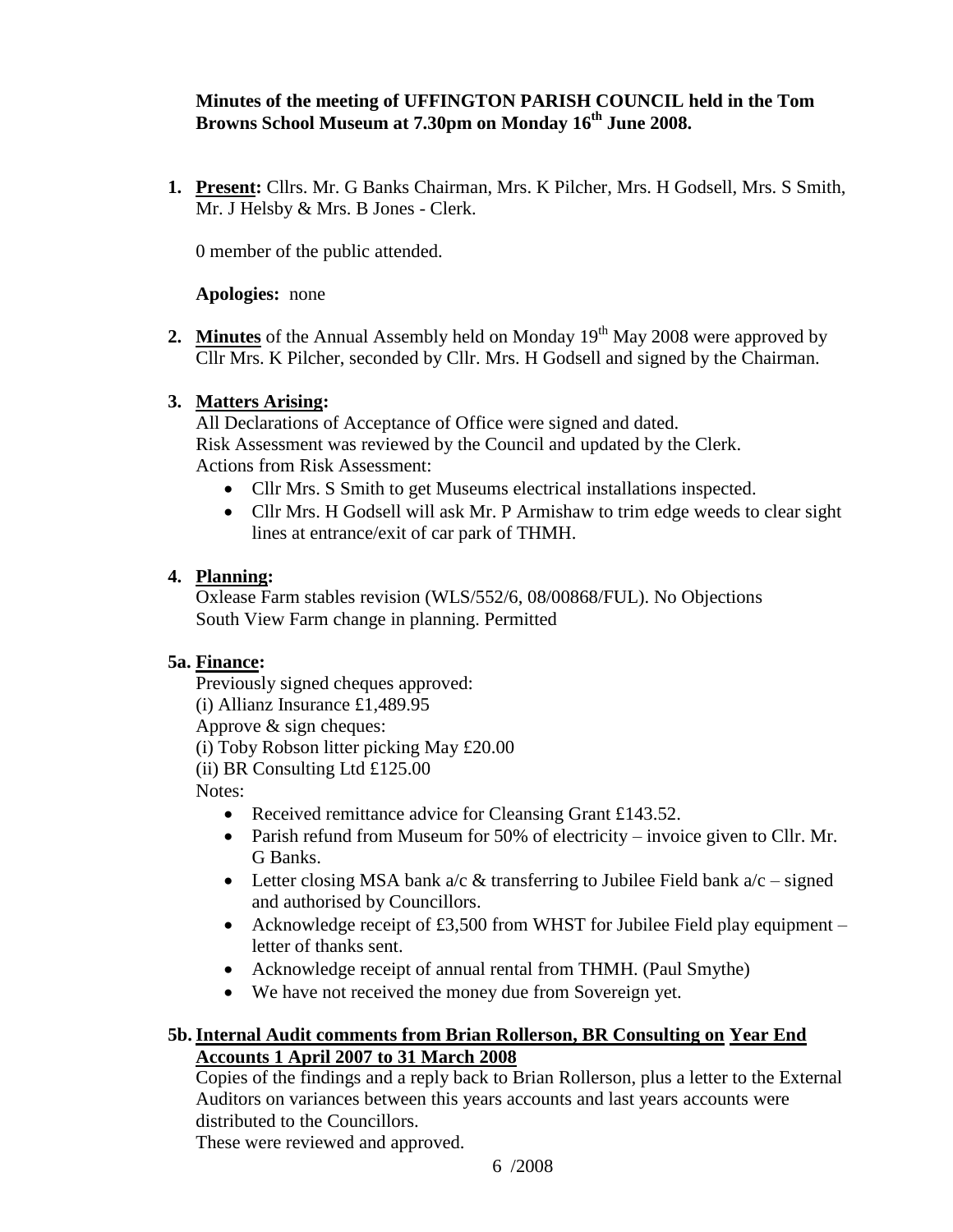**Minutes of the meeting of UFFINGTON PARISH COUNCIL held in the Tom Browns School Museum at 7.30pm on Monday 16th June 2008.**

1. **Present:** Cllrs. Mr. G Banks Chairman, Mrs. K Pilcher, Mrs. H Godsell, Mrs. S Smith, Mr. J Helsby & Mrs. B Jones - Clerk.

   0 member of the public attended.

   **Apologies:** none

2. **Minutes** of the Annual Assembly held on Monday 19th May 2008 were approved by Cllr Mrs. K Pilcher, seconded by Cllr. Mrs. H Godsell and signed by the Chairman.

3. **Matters Arising:**
   All Declarations of Acceptance of Office were signed and dated.
   Risk Assessment was reviewed by the Council and updated by the Clerk.
   Actions from Risk Assessment:
   - Cllr Mrs. S Smith to get Museums electrical installations inspected.
   - Cllr Mrs. H Godsell will ask Mr. P Armishaw to trim edge weeds to clear sight lines at entrance/exit of car park of THMH.

4. **Planning:**
   Oxlease Farm stables revision (WLS/552/6, 08/00868/FUL). No Objections
   South View Farm change in planning. Permitted

**5a. Finance:**

Previously signed cheques approved:
(i) Allianz Insurance £1,489.95
Approve & sign cheques:
(i) Toby Robson litter picking May £20.00
(ii) BR Consulting Ltd £125.00
Notes:

- Received remittance advice for Cleansing Grant £143.52.
- Parish refund from Museum for 50% of electricity – invoice given to Cllr. Mr. G Banks.
- Letter closing MSA bank a/c & transferring to Jubilee Field bank a/c – signed and authorised by Councillors.
- Acknowledge receipt of £3,500 from WHST for Jubilee Field play equipment – letter of thanks sent.
- Acknowledge receipt of annual rental from THMH. (Paul Smythe)
- We have not received the money due from Sovereign yet.

**5b. Internal Audit comments from Brian Rollerson, BR Consulting on Year End Accounts 1 April 2007 to 31 March 2008**

Copies of the findings and a reply back to Brian Rollerson, plus a letter to the External Auditors on variances between this years accounts and last years accounts were distributed to the Councillors.
These were reviewed and approved.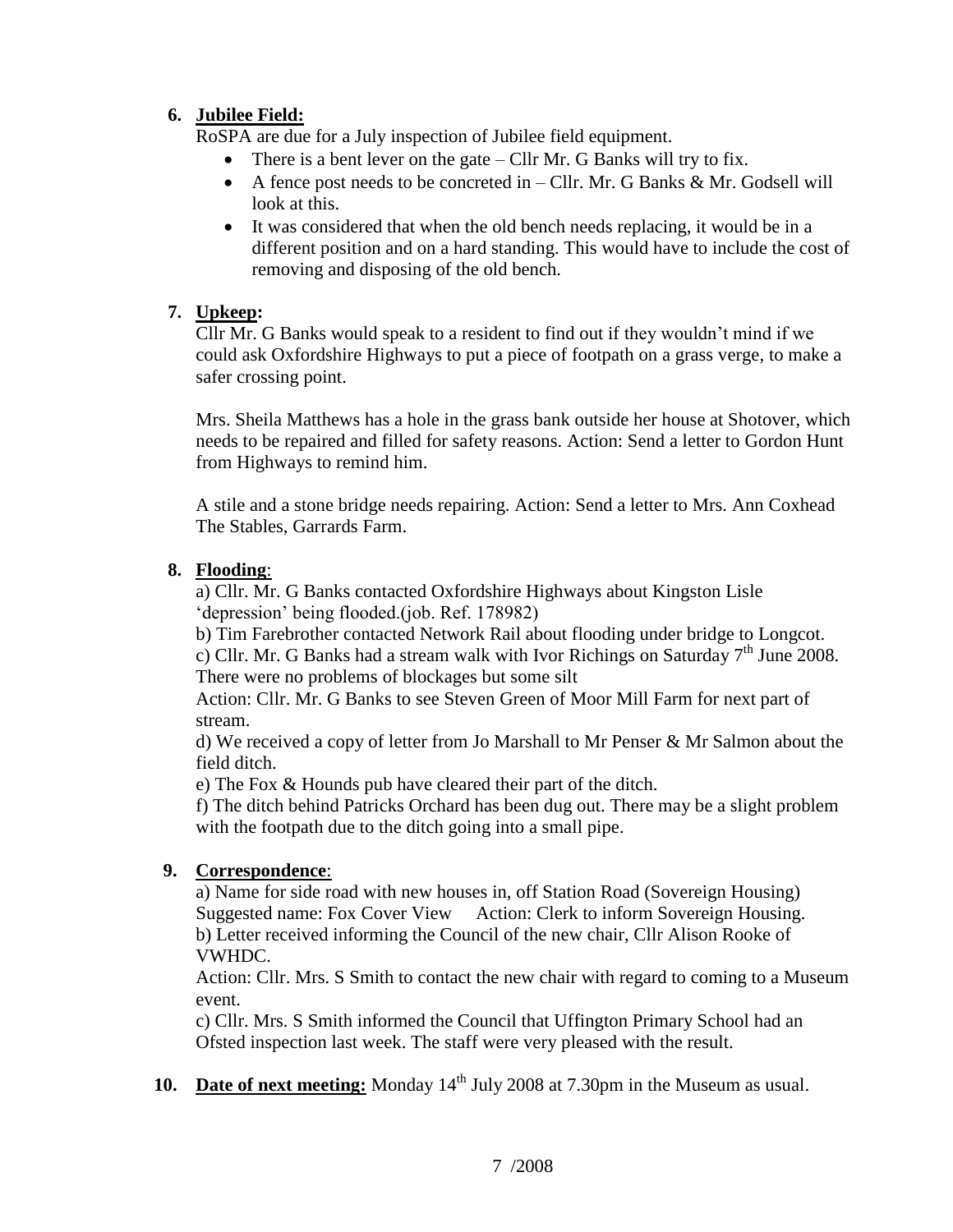6. **Jubilee Field:**
   RoSPA are due for a July inspection of Jubilee field equipment.
   - There is a bent lever on the gate – Cllr Mr. G Banks will try to fix.
   - A fence post needs to be concreted in – Cllr. Mr. G Banks & Mr. Godsell will look at this.
   - It was considered that when the old bench needs replacing, it would be in a different position and on a hard standing. This would have to include the cost of removing and disposing of the old bench.

7. **Upkeep:**
   Cllr Mr. G Banks would speak to a resident to find out if they wouldn't mind if we could ask Oxfordshire Highways to put a piece of footpath on a grass verge, to make a safer crossing point.

   Mrs. Sheila Matthews has a hole in the grass bank outside her house at Shotover, which needs to be repaired and filled for safety reasons. Action: Send a letter to Gordon Hunt from Highways to remind him.

   A stile and a stone bridge needs repairing. Action: Send a letter to Mrs. Ann Coxhead The Stables, Garrards Farm.

8. **Flooding**:
   a) Cllr. Mr. G Banks contacted Oxfordshire Highways about Kingston Lisle 'depression' being flooded.(job. Ref. 178982)
   b) Tim Farebrother contacted Network Rail about flooding under bridge to Longcot.
   c) Cllr. Mr. G Banks had a stream walk with Ivor Richings on Saturday 7th June 2008. There were no problems of blockages but some silt
   Action: Cllr. Mr. G Banks to see Steven Green of Moor Mill Farm for next part of stream.
   d) We received a copy of letter from Jo Marshall to Mr Penser & Mr Salmon about the field ditch.
   e) The Fox & Hounds pub have cleared their part of the ditch.
   f) The ditch behind Patricks Orchard has been dug out. There may be a slight problem with the footpath due to the ditch going into a small pipe.

9. **Correspondence**:
   a) Name for side road with new houses in, off Station Road (Sovereign Housing) Suggested name: Fox Cover View    Action: Clerk to inform Sovereign Housing.
   b) Letter received informing the Council of the new chair, Cllr Alison Rooke of VWHDC.
   Action: Cllr. Mrs. S Smith to contact the new chair with regard to coming to a Museum event.
   c) Cllr. Mrs. S Smith informed the Council that Uffington Primary School had an Ofsted inspection last week. The staff were very pleased with the result.

10. **Date of next meeting:** Monday 14th July 2008 at 7.30pm in the Museum as usual.

7 /2008